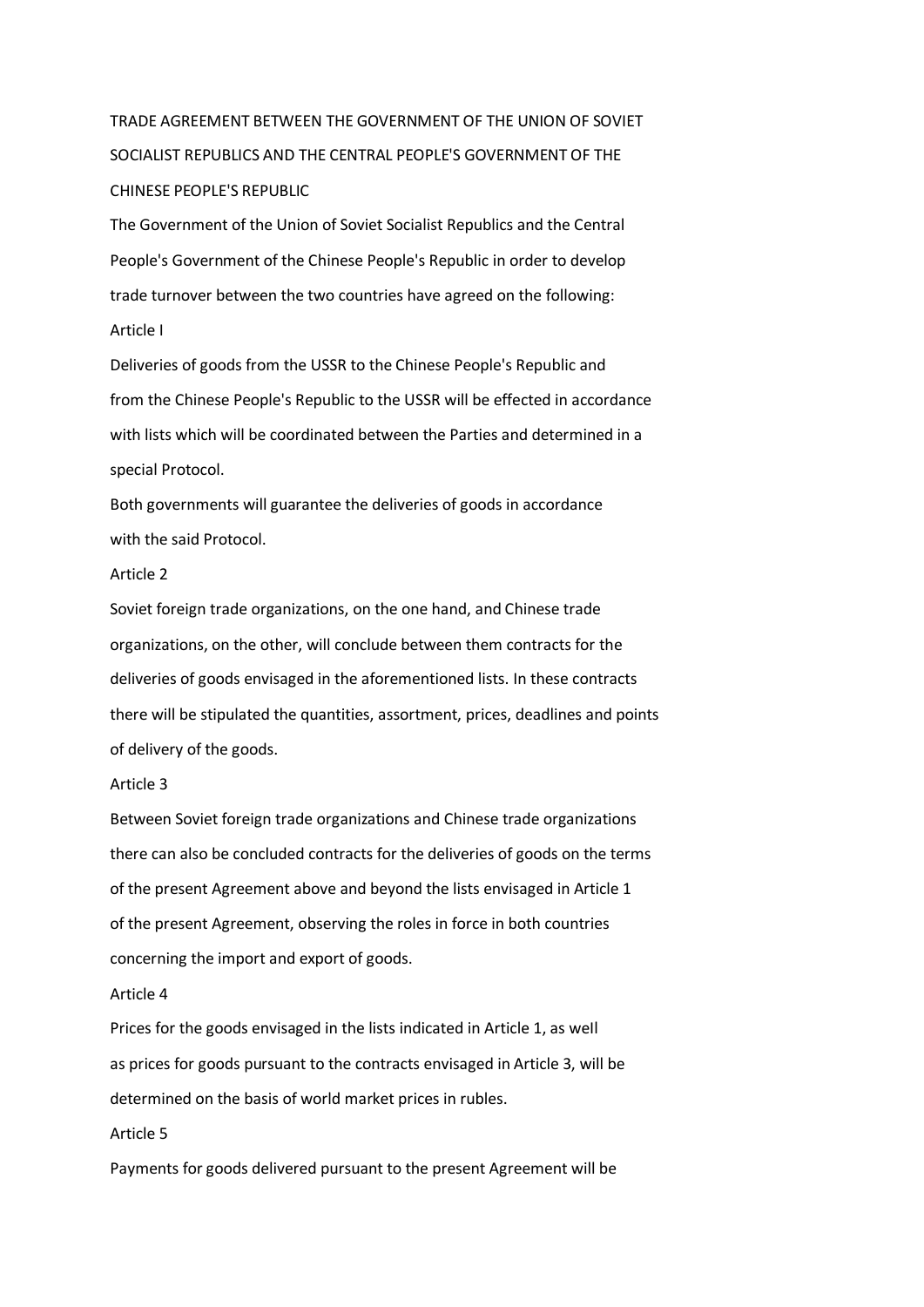# TRADE AGREEMENT BETWEEN THE GOVERNMENT OF THE UNION OF SOVIET SOCIALIST REPUBLICS AND THE CENTRAL PEOPLE'S GOVERNMENT OF THE CHINESE PEOPLE'S REPUBLIC

The Government of the Union of Soviet Socialist Republics and the Central People's Government of the Chinese People's Republic in order to develop trade turnover between the two countries have agreed on the following:

## Article I

Deliveries of goods from the USSR to the Chinese People's Republic and from the Chinese People's Republic to the USSR will be effected in accordance with lists which will be coordinated between the Parties and determined in a special Protocol.

Both governments will guarantee the deliveries of goods in accordance with the said Protocol.

## Article 2

Soviet foreign trade organizations, on the one hand, and Chinese trade organizations, on the other, will conclude between them contracts for the deliveries of goods envisaged in the aforementioned lists. In these contracts there will be stipulated the quantities, assortment, prices, deadlines and points of delivery of the goods.

## Article 3

Between Soviet foreign trade organizations and Chinese trade organizations there can also be concluded contracts for the deliveries of goods on the terms of the present Agreement above and beyond the lists envisaged in Article 1 of the present Agreement, observing the roles in force in both countries concerning the import and export of goods.

## Article 4

Prices for the goods envisaged in the lists indicated in Article 1, as well as prices for goods pursuant to the contracts envisaged in Article 3, will be determined on the basis of world market prices in rubles.

## Article 5

Payments for goods delivered pursuant to the present Agreement will be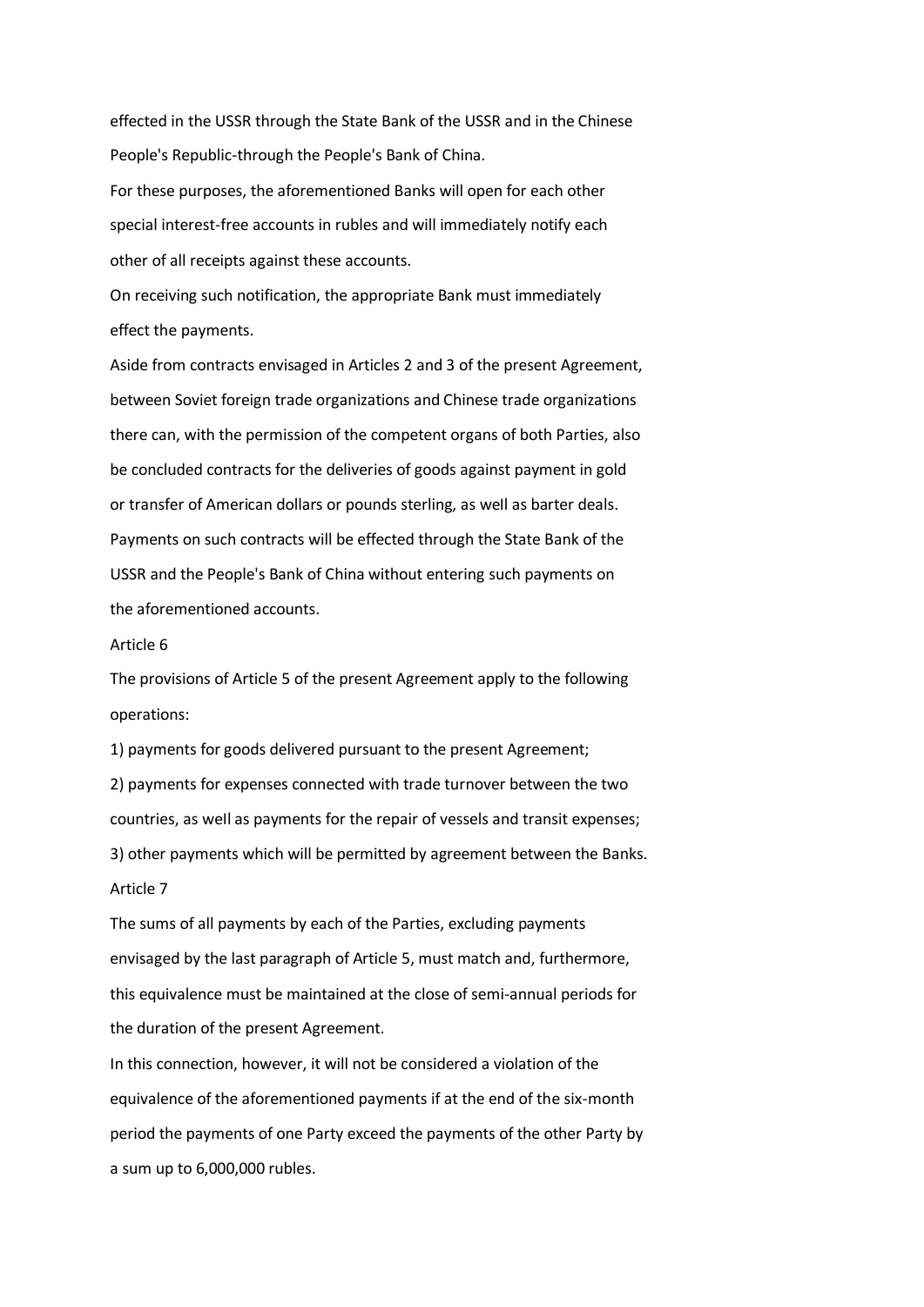effected in the USSR through the State Bank of the USSR and in the Chinese People's Republic-through the People's Bank of China.

For these purposes, the aforementioned Banks will open for each other special interest-free accounts in rubles and will immediately notify each other of all receipts against these accounts.

On receiving such notification, the appropriate Bank must immediately effect the payments.

Aside from contracts envisaged in Articles 2 and 3 of the present Agreement, between Soviet foreign trade organizations and Chinese trade organizations there can, with the permission of the competent organs of both Parties, also be concluded contracts for the deliveries of goods against payment in gold or transfer of American dollars or pounds sterling, as well as barter deals. Payments on such contracts will be effected through the State Bank of the USSR and the People's Bank of China without entering such payments on the aforementioned accounts.

Article 6

The provisions of Article 5 of the present Agreement apply to the following operations:

1) payments for goods delivered pursuant to the present Agreement;

2) payments for expenses connected with trade turnover between the two countries, as well as payments for the repair of vessels and transit expenses;

3) other payments which will be permitted by agreement between the Banks.

Article 7

The sums of all payments by each of the Parties, excluding payments envisaged by the last paragraph of Article 5, must match and, furthermore, this equivalence must be maintained at the close of semi-annual periods for the duration of the present Agreement.

In this connection, however, it will not be considered a violation of the equivalence of the aforementioned payments if at the end of the six-month period the payments of one Party exceed the payments of the other Party by a sum up to 6,000,000 rubles.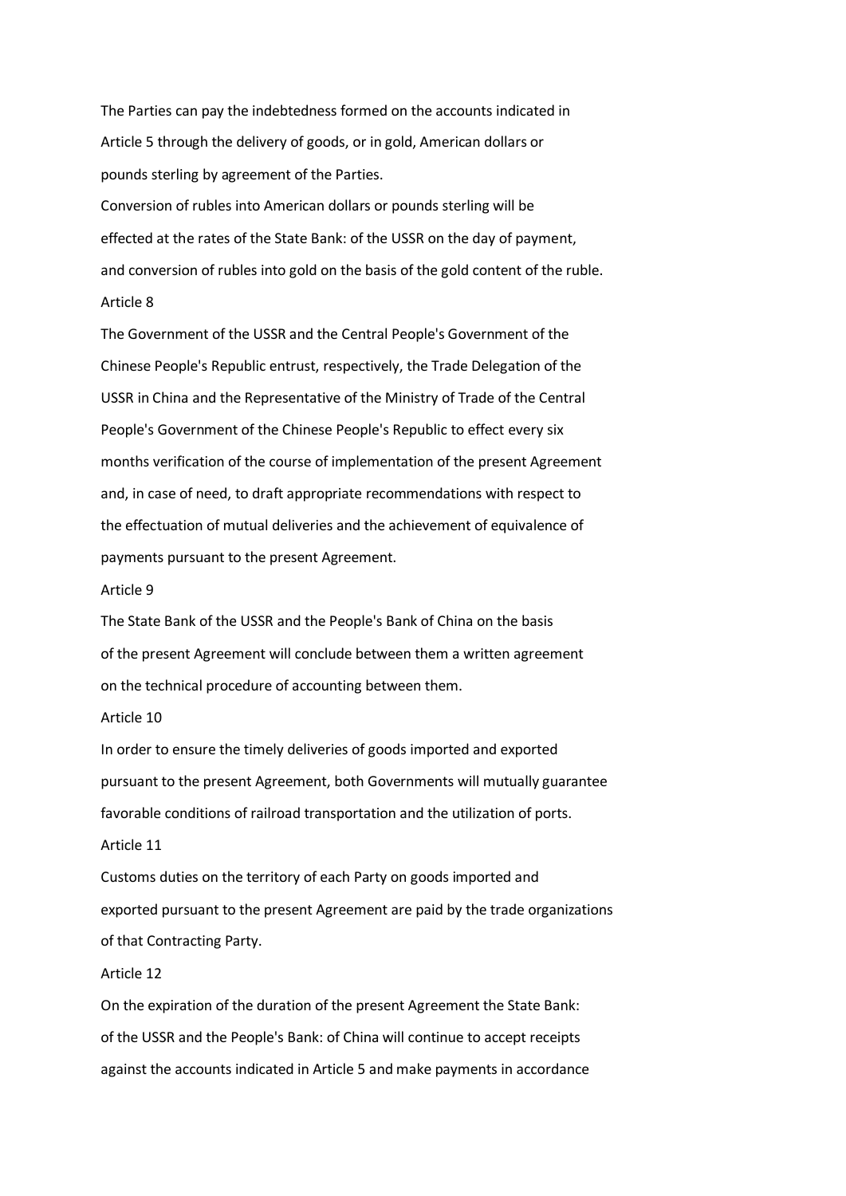The Parties can pay the indebtedness formed on the accounts indicated in Article 5 through the delivery of goods, or in gold, American dollars or pounds sterling by agreement of the Parties.

Conversion of rubles into American dollars or pounds sterling will be effected at the rates of the State Bank: of the USSR on the day of payment, and conversion of rubles into gold on the basis of the gold content of the ruble.

Article 8

The Government of the USSR and the Central People's Government of the Chinese People's Republic entrust, respectively, the Trade Delegation of the USSR in China and the Representative of the Ministry of Trade of the Central People's Government of the Chinese People's Republic to effect every six months verification of the course of implementation of the present Agreement and, in case of need, to draft appropriate recommendations with respect to the effectuation of mutual deliveries and the achievement of equivalence of payments pursuant to the present Agreement.

Article 9

The State Bank of the USSR and the People's Bank of China on the basis of the present Agreement will conclude between them a written agreement on the technical procedure of accounting between them.

Article 10

In order to ensure the timely deliveries of goods imported and exported pursuant to the present Agreement, both Governments will mutually guarantee favorable conditions of railroad transportation and the utilization of ports.

Article 11

Customs duties on the territory of each Party on goods imported and exported pursuant to the present Agreement are paid by the trade organizations of that Contracting Party.

Article 12

On the expiration of the duration of the present Agreement the State Bank: of the USSR and the People's Bank: of China will continue to accept receipts against the accounts indicated in Article 5 and make payments in accordance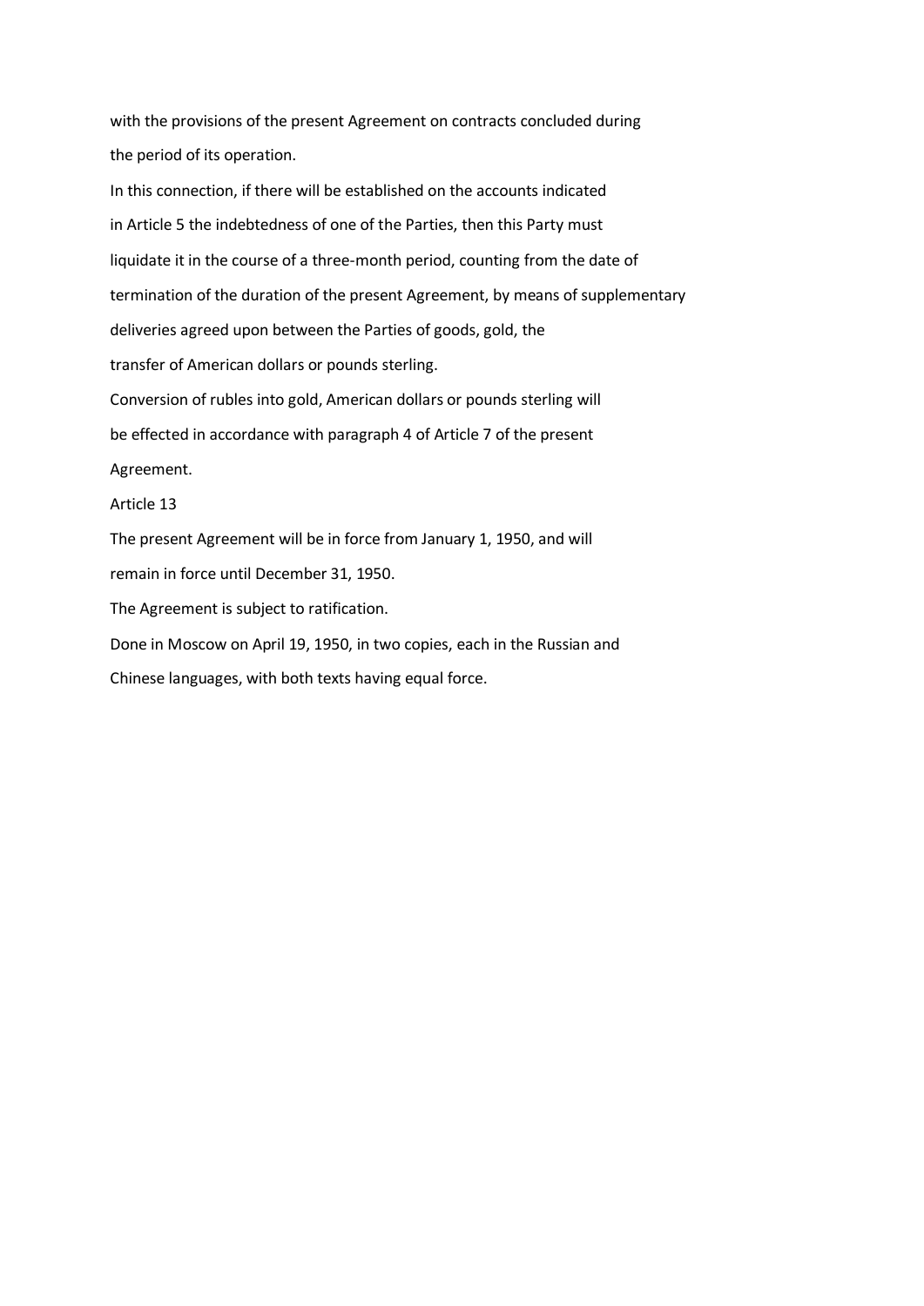with the provisions of the present Agreement on contracts concluded during the period of its operation.

In this connection, if there will be established on the accounts indicated in Article 5 the indebtedness of one of the Parties, then this Party must liquidate it in the course of a three-month period, counting from the date of termination of the duration of the present Agreement, by means of supplementary deliveries agreed upon between the Parties of goods, gold, the transfer of American dollars or pounds sterling.

Conversion of rubles into gold, American dollars or pounds sterling will be effected in accordance with paragraph 4 of Article 7 of the present Agreement.

Article 13

The present Agreement will be in force from January 1, 1950, and will remain in force until December 31, 1950.

The Agreement is subject to ratification.

Done in Moscow on April 19, 1950, in two copies, each in the Russian and Chinese languages, with both texts having equal force.